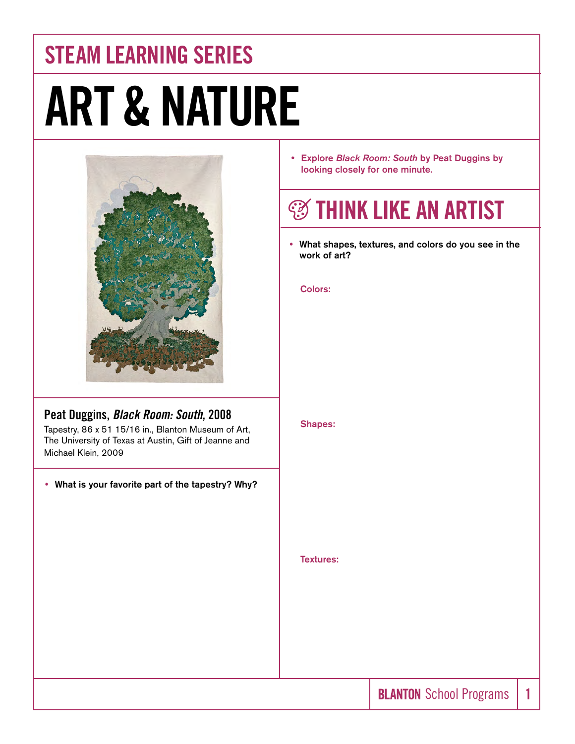## STEAM LEARNING SERIES

# ART & NATURE

**Peat Duggins, *Black Room: South*, 2008**

Tapestry, 86 x 51 15/16 in., Blanton Museum of Art, The University of Texas at Austin, Gift of Jeanne and Michael Klein, 2009

- **What is your favorite part of the tapestry? Why?**

- **Explore *Black Room: South* by Peat Duggins by looking closely for one minute.**

## THINK LIKE AN ARTIST

- **What shapes, textures, and colors do you see in the work of art?**

**Colors:**

**Shapes:**

**Textures:**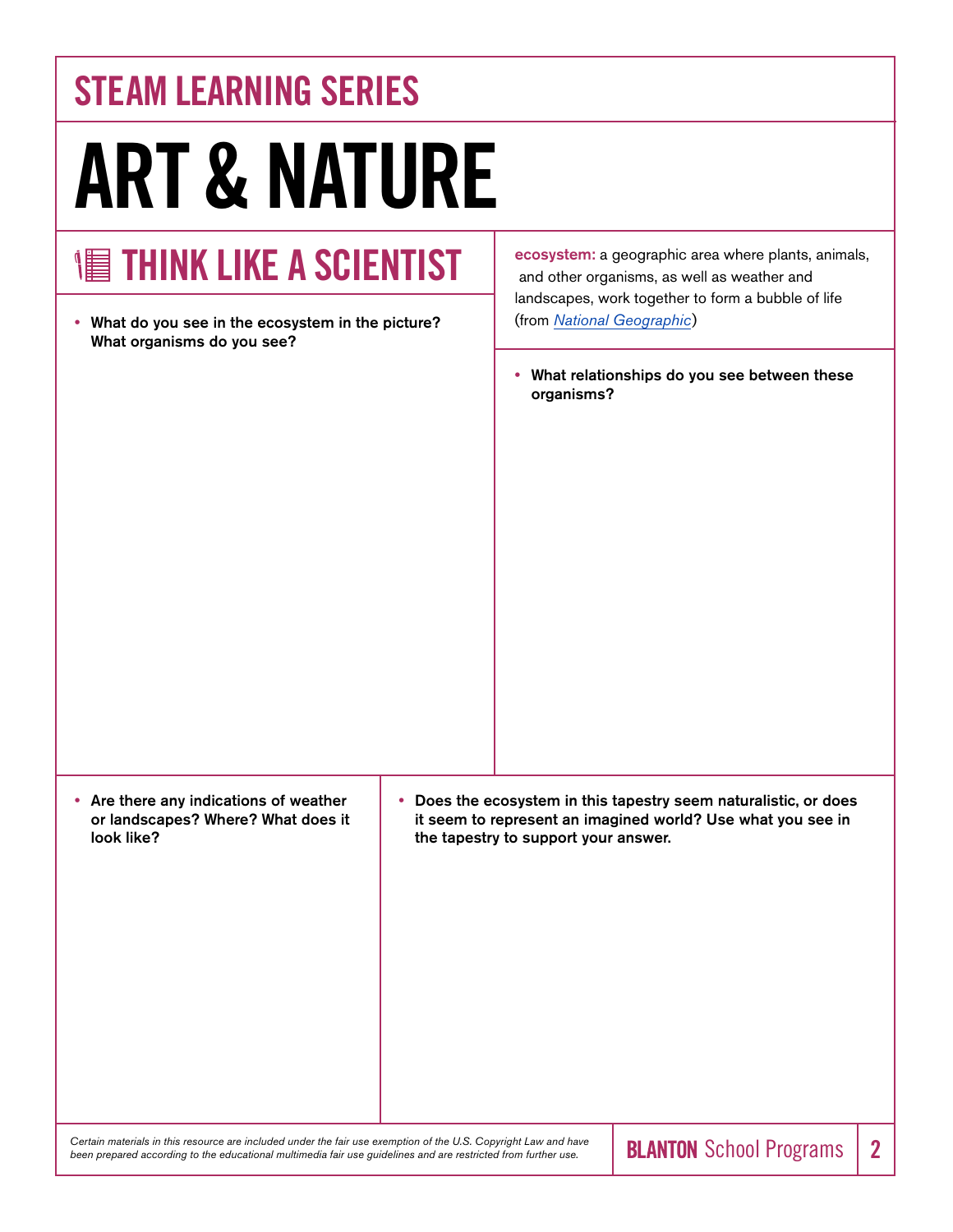## STEAM LEARNING SERIES

# ART & NATURE

## THINK LIKE A SCIENTIST

- **What do you see in the ecosystem in the picture? What organisms do you see?**

**ecosystem:** a geographic area where plants, animals, and other organisms, as well as weather and landscapes, work together to form a bubble of life (from *National Geographic*)

- **What relationships do you see between these organisms?**

- **Are there any indications of weather or landscapes? Where? What does it look like?**

- **Does the ecosystem in this tapestry seem naturalistic, or does it seem to represent an imagined world? Use what you see in the tapestry to support your answer.**

*Certain materials in this resource are included under the fair use exemption of the U.S. Copyright Law and have been prepared according to the educational multimedia fair use guidelines and are restricted from further use.*

**BLANTON** School Programs